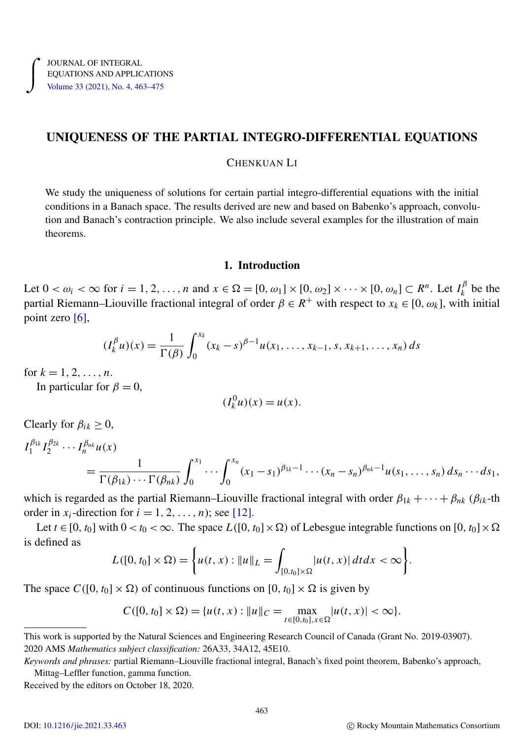# UNIQUENESS OF THE PARTIAL INTEGRO-DIFFERENTIAL EQUATIONS

CHENKUAN LI

We study the uniqueness of solutions for certain partial integro-differential equations with the initial conditions in a Banach space. The results derived are new and based on Babenko's approach, convolution and Banach's contraction principle. We also include several examples for the illustration of main theorems.

## 1. Introduction

Let $0 < \omega_i < \infty$ for $i = 1, 2, \ldots, n$ and $x \in \Omega = [0, \omega_1] \times [0, \omega_2] \times \cdots \times [0, \omega_n] \subset R^n$. Let $I_k^\beta$ be the partial Riemann–Liouville fractional integral of order $\beta \in R^+$ with respect to $x_k \in [0, \omega_k]$, with initial point zero [6],

$$(I_k^\beta u)(x) = \frac{1}{\Gamma(\beta)} \int_0^{x_k} (x_k - s)^{\beta - 1} u(x_1, \ldots, x_{k-1}, s, x_{k+1}, \ldots, x_n)\, ds$$

for $k = 1, 2, \ldots, n$.

In particular for $\beta = 0$,

$$(I_k^0 u)(x) = u(x).$$

Clearly for $\beta_{ik} \geq 0$,

$$I_1^{\beta_{1k}} I_2^{\beta_{2k}} \cdots I_n^{\beta_{nk}} u(x) = \frac{1}{\Gamma(\beta_{1k}) \cdots \Gamma(\beta_{nk})} \int_0^{x_1} \cdots \int_0^{x_n} (x_1 - s_1)^{\beta_{1k} - 1} \cdots (x_n - s_n)^{\beta_{nk} - 1} u(s_1, \ldots, s_n)\, ds_n \cdots ds_1,$$

which is regarded as the partial Riemann–Liouville fractional integral with order $\beta_{1k} + \cdots + \beta_{nk}$ ($\beta_{ik}$-th order in $x_i$-direction for $i = 1, 2, \ldots, n$); see [12].

Let $t \in [0, t_0]$ with $0 < t_0 < \infty$. The space $L([0, t_0] \times \Omega)$ of Lebesgue integrable functions on $[0, t_0] \times \Omega$ is defined as

$$L([0, t_0] \times \Omega) = \left\{ u(t, x) : \|u\|_L = \int_{[0, t_0] \times \Omega} |u(t, x)|\, dt dx < \infty \right\}.$$

The space $C([0, t_0] \times \Omega)$ of continuous functions on $[0, t_0] \times \Omega$ is given by

$$C([0, t_0] \times \Omega) = \{u(t, x) : \|u\|_C = \max_{t \in [0, t_0], x \in \Omega} |u(t, x)| < \infty\}.$$

---

This work is supported by the Natural Sciences and Engineering Research Council of Canada (Grant No. 2019-03907).

2020 AMS *Mathematics subject classification:* 26A33, 34A12, 45E10.

*Keywords and phrases:* partial Riemann–Liouville fractional integral, Banach's fixed point theorem, Babenko's approach, Mittag–Leffler function, gamma function.

Received by the editors on October 18, 2020.

DOI: 10.1216/jie.2021.33.463 © Rocky Mountain Mathematics Consortium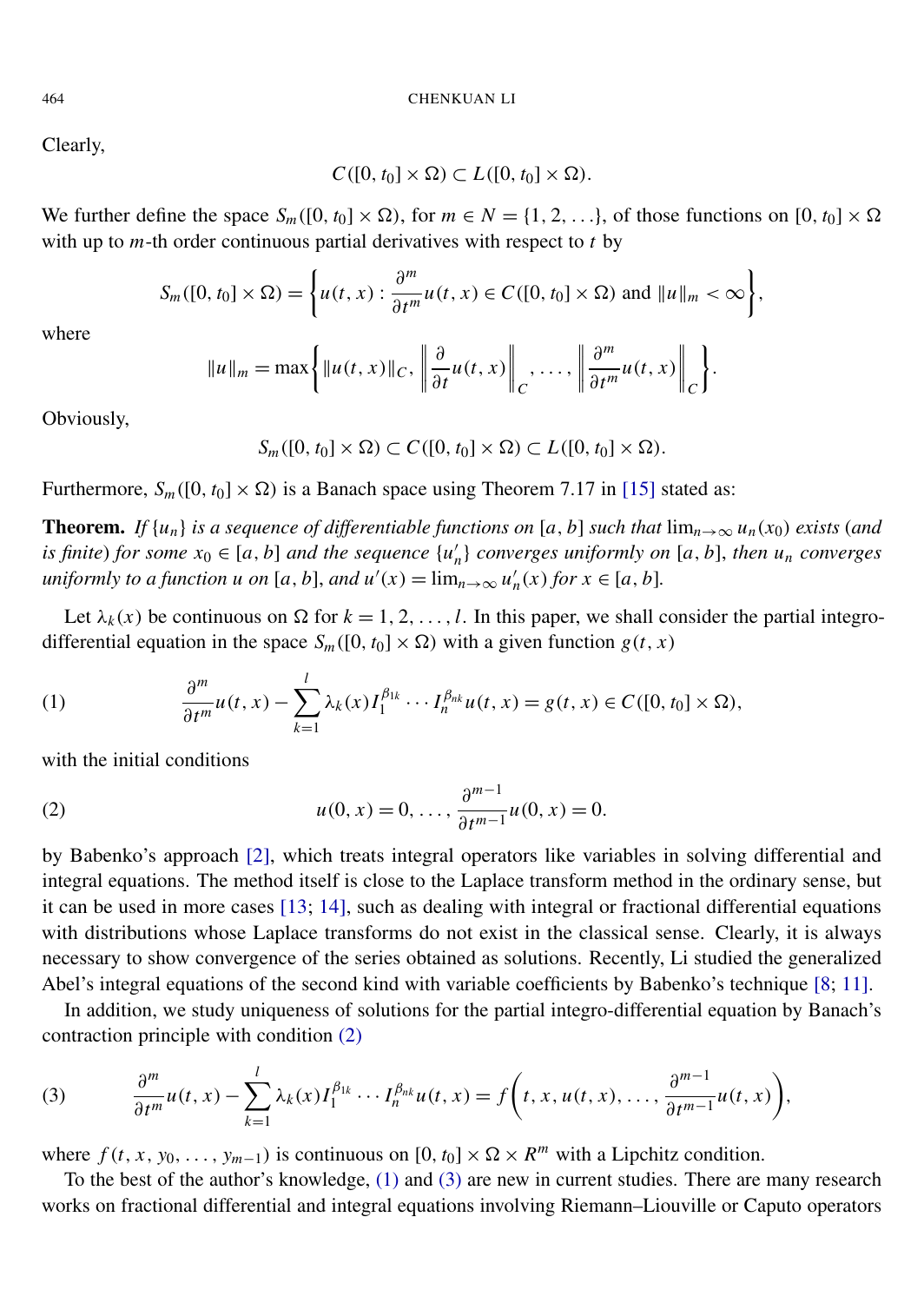Clearly,

$$C([0, t_0] \times \Omega) \subset L([0, t_0] \times \Omega).$$

We further define the space $S_m([0, t_0] \times \Omega)$, for $m \in N = \{1, 2, \ldots\}$, of those functions on $[0, t_0] \times \Omega$ with up to $m$-th order continuous partial derivatives with respect to $t$ by

$$S_m([0, t_0] \times \Omega) = \left\{ u(t, x) : \frac{\partial^m}{\partial t^m} u(t, x) \in C([0, t_0] \times \Omega) \text{ and } \|u\|_m < \infty \right\},$$

where

$$\|u\|_m = \max\left\{ \|u(t, x)\|_C, \left\| \frac{\partial}{\partial t} u(t, x) \right\|_C, \ldots, \left\| \frac{\partial^m}{\partial t^m} u(t, x) \right\|_C \right\}.$$

Obviously,

$$S_m([0, t_0] \times \Omega) \subset C([0, t_0] \times \Omega) \subset L([0, t_0] \times \Omega).$$

Furthermore, $S_m([0, t_0] \times \Omega)$ is a Banach space using Theorem 7.17 in [15] stated as:

**Theorem.** *If $\{u_n\}$ is a sequence of differentiable functions on $[a, b]$ such that $\lim_{n\to\infty} u_n(x_0)$ exists (and is finite) for some $x_0 \in [a, b]$ and the sequence $\{u_n'\}$ converges uniformly on $[a, b]$, then $u_n$ converges uniformly to a function $u$ on $[a, b]$, and $u'(x) = \lim_{n\to\infty} u_n'(x)$ for $x \in [a, b]$.*

Let $\lambda_k(x)$ be continuous on $\Omega$ for $k = 1, 2, \ldots, l$. In this paper, we shall consider the partial integro-differential equation in the space $S_m([0, t_0] \times \Omega)$ with a given function $g(t, x)$

$$\frac{\partial^m}{\partial t^m} u(t, x) - \sum_{k=1}^{l} \lambda_k(x) I_1^{\beta_{1k}} \cdots I_n^{\beta_{nk}} u(t, x) = g(t, x) \in C([0, t_0] \times \Omega), \tag{1}$$

with the initial conditions

$$u(0, x) = 0, \ldots, \frac{\partial^{m-1}}{\partial t^{m-1}} u(0, x) = 0. \tag{2}$$

by Babenko's approach [2], which treats integral operators like variables in solving differential and integral equations. The method itself is close to the Laplace transform method in the ordinary sense, but it can be used in more cases [13; 14], such as dealing with integral or fractional differential equations with distributions whose Laplace transforms do not exist in the classical sense. Clearly, it is always necessary to show convergence of the series obtained as solutions. Recently, Li studied the generalized Abel's integral equations of the second kind with variable coefficients by Babenko's technique [8; 11].

In addition, we study uniqueness of solutions for the partial integro-differential equation by Banach's contraction principle with condition (2)

$$\frac{\partial^m}{\partial t^m} u(t, x) - \sum_{k=1}^{l} \lambda_k(x) I_1^{\beta_{1k}} \cdots I_n^{\beta_{nk}} u(t, x) = f\left(t, x, u(t, x), \ldots, \frac{\partial^{m-1}}{\partial t^{m-1}} u(t, x)\right), \tag{3}$$

where $f(t, x, y_0, \ldots, y_{m-1})$ is continuous on $[0, t_0] \times \Omega \times R^m$ with a Lipchitz condition.

To the best of the author's knowledge, (1) and (3) are new in current studies. There are many research works on fractional differential and integral equations involving Riemann–Liouville or Caputo operators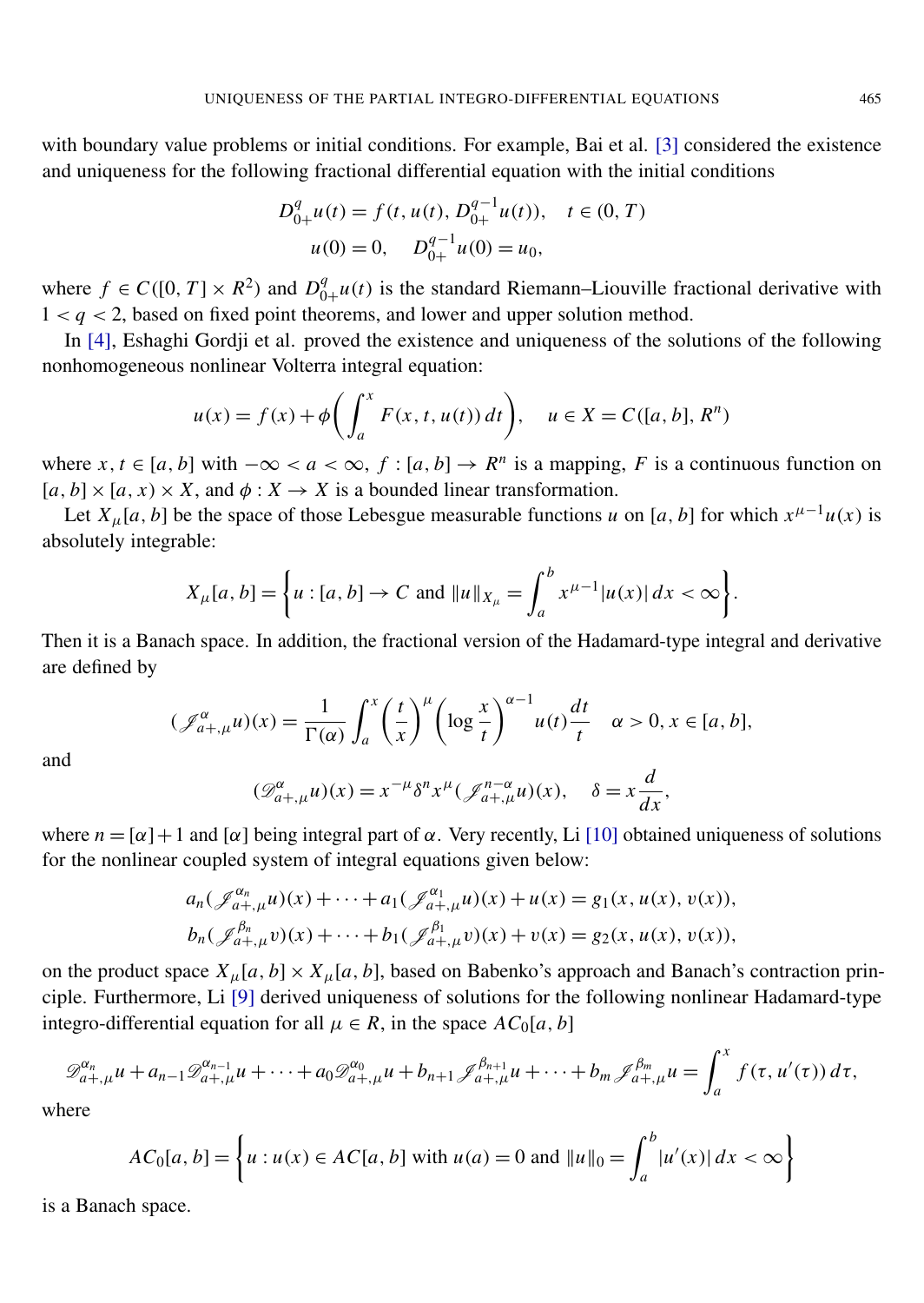with boundary value problems or initial conditions. For example, Bai et al. [3] considered the existence and uniqueness for the following fractional differential equation with the initial conditions

$$D_{0+}^{q} u(t) = f(t, u(t), D_{0+}^{q-1} u(t)), \quad t \in (0, T)$$
$$u(0) = 0, \quad D_{0+}^{q-1} u(0) = u_0,$$

where $f \in C([0, T] \times R^2)$ and $D_{0+}^{q} u(t)$ is the standard Riemann–Liouville fractional derivative with $1 < q < 2$, based on fixed point theorems, and lower and upper solution method.

In [4], Eshaghi Gordji et al. proved the existence and uniqueness of the solutions of the following nonhomogeneous nonlinear Volterra integral equation:

$$u(x) = f(x) + \phi\left(\int_a^x F(x, t, u(t))\, dt\right), \quad u \in X = C([a, b], R^n)$$

where $x, t \in [a, b]$ with $-\infty < a < \infty$, $f : [a, b] \to R^n$ is a mapping, $F$ is a continuous function on $[a, b] \times [a, x) \times X$, and $\phi : X \to X$ is a bounded linear transformation.

Let $X_\mu[a, b]$ be the space of those Lebesgue measurable functions $u$ on $[a, b]$ for which $x^{\mu-1} u(x)$ is absolutely integrable:

$$X_\mu[a, b] = \left\{ u : [a, b] \to C \text{ and } \|u\|_{X_\mu} = \int_a^b x^{\mu-1} |u(x)|\, dx < \infty \right\}.$$

Then it is a Banach space. In addition, the fractional version of the Hadamard-type integral and derivative are defined by

$$(\mathscr{J}_{a+,\mu}^{\alpha} u)(x) = \frac{1}{\Gamma(\alpha)} \int_a^x \left(\frac{t}{x}\right)^{\mu} \left(\log \frac{x}{t}\right)^{\alpha-1} u(t) \frac{dt}{t} \quad \alpha > 0, x \in [a, b],$$

and

$$(\mathscr{D}_{a+,\mu}^{\alpha} u)(x) = x^{-\mu} \delta^n x^{\mu} (\mathscr{J}_{a+,\mu}^{n-\alpha} u)(x), \quad \delta = x \frac{d}{dx},$$

where $n = [\alpha] + 1$ and $[\alpha]$ being integral part of $\alpha$. Very recently, Li [10] obtained uniqueness of solutions for the nonlinear coupled system of integral equations given below:

$$a_n (\mathscr{J}_{a+,\mu}^{\alpha_n} u)(x) + \cdots + a_1 (\mathscr{J}_{a+,\mu}^{\alpha_1} u)(x) + u(x) = g_1(x, u(x), v(x)),$$
$$b_n (\mathscr{J}_{a+,\mu}^{\beta_n} v)(x) + \cdots + b_1 (\mathscr{J}_{a+,\mu}^{\beta_1} v)(x) + v(x) = g_2(x, u(x), v(x)),$$

on the product space $X_\mu[a, b] \times X_\mu[a, b]$, based on Babenko's approach and Banach's contraction principle. Furthermore, Li [9] derived uniqueness of solutions for the following nonlinear Hadamard-type integro-differential equation for all $\mu \in R$, in the space $AC_0[a, b]$

$$\mathscr{D}_{a+,\mu}^{\alpha_n} u + a_{n-1} \mathscr{D}_{a+,\mu}^{\alpha_{n-1}} u + \cdots + a_0 \mathscr{D}_{a+,\mu}^{\alpha_0} u + b_{n+1} \mathscr{J}_{a+,\mu}^{\beta_{n+1}} u + \cdots + b_m \mathscr{J}_{a+,\mu}^{\beta_m} u = \int_a^x f(\tau, u'(\tau))\, d\tau,$$

where

$$AC_0[a, b] = \left\{ u : u(x) \in AC[a, b] \text{ with } u(a) = 0 \text{ and } \|u\|_0 = \int_a^b |u'(x)|\, dx < \infty \right\}$$

is a Banach space.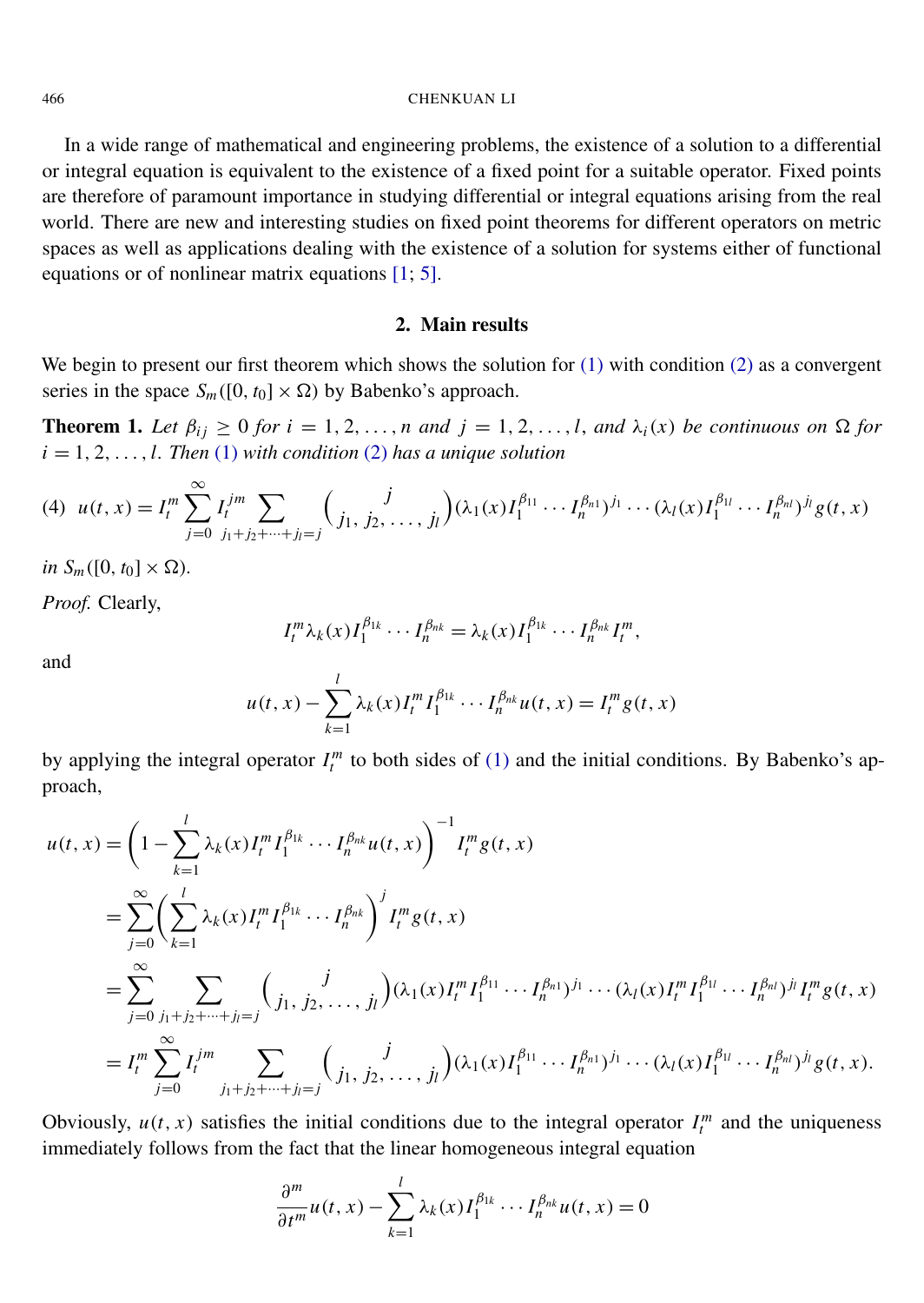In a wide range of mathematical and engineering problems, the existence of a solution to a differential or integral equation is equivalent to the existence of a fixed point for a suitable operator. Fixed points are therefore of paramount importance in studying differential or integral equations arising from the real world. There are new and interesting studies on fixed point theorems for different operators on metric spaces as well as applications dealing with the existence of a solution for systems either of functional equations or of nonlinear matrix equations [1; 5].

## 2. Main results

We begin to present our first theorem which shows the solution for (1) with condition (2) as a convergent series in the space $S_m([0, t_0] \times \Omega)$ by Babenko's approach.

**Theorem 1.** *Let $\beta_{ij} \geq 0$ for $i = 1, 2, \ldots, n$ and $j = 1, 2, \ldots, l$, and $\lambda_i(x)$ be continuous on $\Omega$ for $i = 1, 2, \ldots, l$. Then (1) with condition (2) has a unique solution*

$$u(t,x) = I_t^m \sum_{j=0}^{\infty} I_t^{jm} \sum_{j_1+j_2+\cdots+j_l=j} \binom{j}{j_1, j_2, \ldots, j_l} (\lambda_1(x) I_1^{\beta_{11}} \cdots I_n^{\beta_{n1}})^{j_1} \cdots (\lambda_l(x) I_1^{\beta_{1l}} \cdots I_n^{\beta_{nl}})^{j_l} g(t,x) \tag{4}$$

*in $S_m([0, t_0] \times \Omega)$.*

*Proof.* Clearly,

$$I_t^m \lambda_k(x) I_1^{\beta_{1k}} \cdots I_n^{\beta_{nk}} = \lambda_k(x) I_1^{\beta_{1k}} \cdots I_n^{\beta_{nk}} I_t^m,$$

and

$$u(t,x) - \sum_{k=1}^{l} \lambda_k(x) I_t^m I_1^{\beta_{1k}} \cdots I_n^{\beta_{nk}} u(t,x) = I_t^m g(t,x)$$

by applying the integral operator $I_t^m$ to both sides of (1) and the initial conditions. By Babenko's approach,

$$\begin{aligned}
u(t,x) &= \left(1 - \sum_{k=1}^{l} \lambda_k(x) I_t^m I_1^{\beta_{1k}} \cdots I_n^{\beta_{nk}} u(t,x)\right)^{-1} I_t^m g(t,x) \\
&= \sum_{j=0}^{\infty} \left(\sum_{k=1}^{l} \lambda_k(x) I_t^m I_1^{\beta_{1k}} \cdots I_n^{\beta_{nk}}\right)^j I_t^m g(t,x) \\
&= \sum_{j=0}^{\infty} \sum_{j_1+j_2+\cdots+j_l=j} \binom{j}{j_1, j_2, \ldots, j_l} (\lambda_1(x) I_t^m I_1^{\beta_{11}} \cdots I_n^{\beta_{n1}})^{j_1} \cdots (\lambda_l(x) I_t^m I_1^{\beta_{1l}} \cdots I_n^{\beta_{nl}})^{j_l} I_t^m g(t,x) \\
&= I_t^m \sum_{j=0}^{\infty} I_t^{jm} \sum_{j_1+j_2+\cdots+j_l=j} \binom{j}{j_1, j_2, \ldots, j_l} (\lambda_1(x) I_1^{\beta_{11}} \cdots I_n^{\beta_{n1}})^{j_1} \cdots (\lambda_l(x) I_1^{\beta_{1l}} \cdots I_n^{\beta_{nl}})^{j_l} g(t,x).
\end{aligned}$$

Obviously, $u(t,x)$ satisfies the initial conditions due to the integral operator $I_t^m$ and the uniqueness immediately follows from the fact that the linear homogeneous integral equation

$$\frac{\partial^m}{\partial t^m} u(t,x) - \sum_{k=1}^{l} \lambda_k(x) I_1^{\beta_{1k}} \cdots I_n^{\beta_{nk}} u(t,x) = 0$$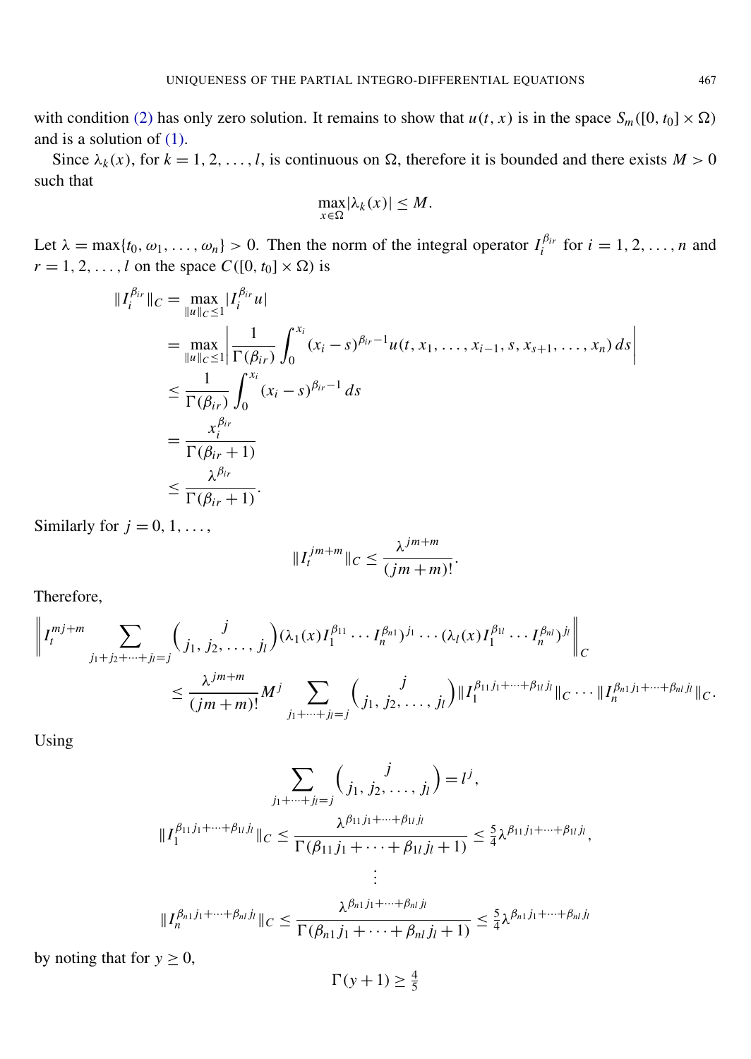with condition (2) has only zero solution. It remains to show that $u(t, x)$ is in the space $S_m([0, t_0] \times \Omega)$ and is a solution of (1).

Since $\lambda_k(x)$, for $k = 1, 2, \ldots, l$, is continuous on $\Omega$, therefore it is bounded and there exists $M > 0$ such that

$$\max_{x \in \Omega} |\lambda_k(x)| \leq M.$$

Let $\lambda = \max\{t_0, \omega_1, \ldots, \omega_n\} > 0$. Then the norm of the integral operator $I_i^{\beta_{ir}}$ for $i = 1, 2, \ldots, n$ and $r = 1, 2, \ldots, l$ on the space $C([0, t_0] \times \Omega)$ is

$$\begin{aligned}
\|I_i^{\beta_{ir}}\|_C &= \max_{\|u\|_C \leq 1} |I_i^{\beta_{ir}} u| \\
&= \max_{\|u\|_C \leq 1} \left| \frac{1}{\Gamma(\beta_{ir})} \int_0^{x_i} (x_i - s)^{\beta_{ir}-1} u(t, x_1, \ldots, x_{i-1}, s, x_{s+1}, \ldots, x_n)\, ds \right| \\
&\leq \frac{1}{\Gamma(\beta_{ir})} \int_0^{x_i} (x_i - s)^{\beta_{ir}-1}\, ds \\
&= \frac{x_i^{\beta_{ir}}}{\Gamma(\beta_{ir}+1)} \\
&\leq \frac{\lambda^{\beta_{ir}}}{\Gamma(\beta_{ir}+1)}.
\end{aligned}$$

Similarly for $j = 0, 1, \ldots,$

$$\|I_t^{jm+m}\|_C \leq \frac{\lambda^{jm+m}}{(jm+m)!}.$$

Therefore,

$$\begin{aligned}
&\left\| I_t^{mj+m} \sum_{j_1+j_2+\cdots+j_l=j} \binom{j}{j_1, j_2, \ldots, j_l} (\lambda_1(x) I_1^{\beta_{11}} \cdots I_n^{\beta_{n1}})^{j_1} \cdots (\lambda_l(x) I_1^{\beta_{1l}} \cdots I_n^{\beta_{nl}})^{j_l} \right\|_C \\
&\qquad \leq \frac{\lambda^{jm+m}}{(jm+m)!} M^j \sum_{j_1+\cdots+j_l=j} \binom{j}{j_1, j_2, \ldots, j_l} \|I_1^{\beta_{11}j_1+\cdots+\beta_{1l}j_l}\|_C \cdots \|I_n^{\beta_{n1}j_1+\cdots+\beta_{nl}j_l}\|_C.
\end{aligned}$$

Using

$$\sum_{j_1+\cdots+j_l=j} \binom{j}{j_1, j_2, \ldots, j_l} = l^j,$$

$$\|I_1^{\beta_{11}j_1+\cdots+\beta_{1l}j_l}\|_C \leq \frac{\lambda^{\beta_{11}j_1+\cdots+\beta_{1l}j_l}}{\Gamma(\beta_{11}j_1+\cdots+\beta_{1l}j_l+1)} \leq \tfrac{5}{4}\lambda^{\beta_{11}j_1+\cdots+\beta_{1l}j_l},$$

$$\vdots$$

$$\|I_n^{\beta_{n1}j_1+\cdots+\beta_{nl}j_l}\|_C \leq \frac{\lambda^{\beta_{n1}j_1+\cdots+\beta_{nl}j_l}}{\Gamma(\beta_{n1}j_1+\cdots+\beta_{nl}j_l+1)} \leq \tfrac{5}{4}\lambda^{\beta_{n1}j_1+\cdots+\beta_{nl}j_l}$$

by noting that for $y \geq 0$,

$$\Gamma(y+1) \geq \tfrac{4}{5}$$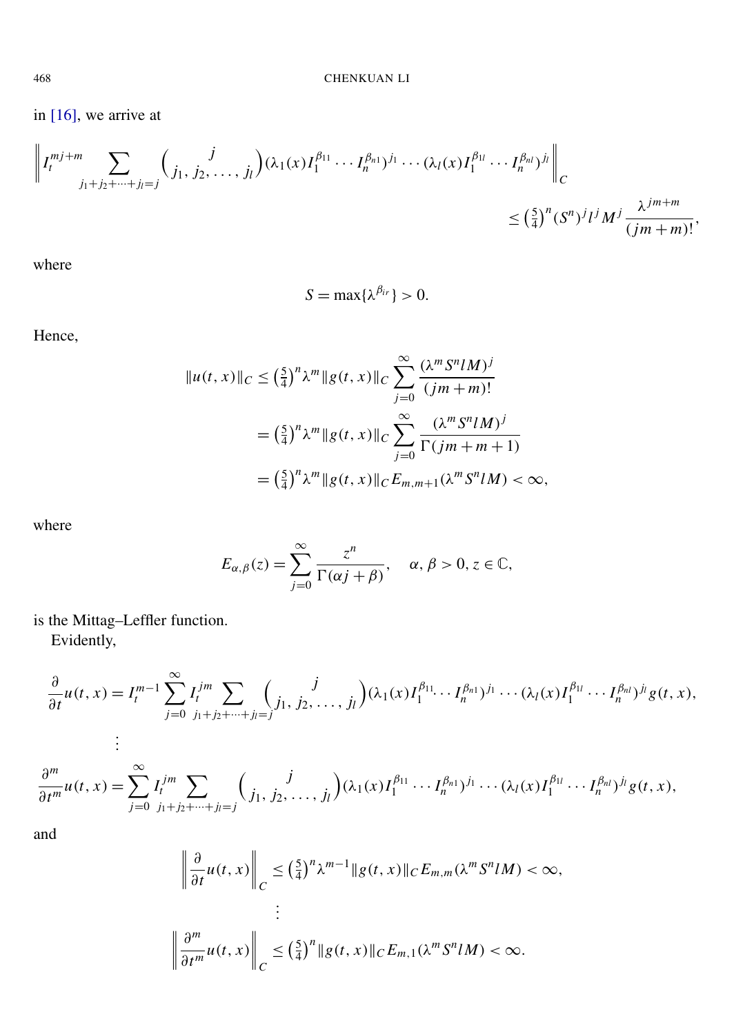in [16], we arrive at

$$\left\| I_t^{mj+m} \sum_{j_1+j_2+\cdots+j_l=j} \binom{j}{j_1, j_2, \ldots, j_l} (\lambda_1(x) I_1^{\beta_{11}} \cdots I_n^{\beta_{n1}})^{j_1} \cdots (\lambda_l(x) I_1^{\beta_{1l}} \cdots I_n^{\beta_{nl}})^{j_l} \right\|_C \leq \left(\tfrac{5}{4}\right)^n (S^n)^j l^j M^j \frac{\lambda^{jm+m}}{(jm+m)!},$$

where

$$S = \max\{\lambda^{\beta_{ir}}\} > 0.$$

Hence,

$$\begin{aligned} \|u(t,x)\|_C &\leq \left(\tfrac{5}{4}\right)^n \lambda^m \|g(t,x)\|_C \sum_{j=0}^{\infty} \frac{(\lambda^m S^n l M)^j}{(jm+m)!} \\ &= \left(\tfrac{5}{4}\right)^n \lambda^m \|g(t,x)\|_C \sum_{j=0}^{\infty} \frac{(\lambda^m S^n l M)^j}{\Gamma(jm+m+1)} \\ &= \left(\tfrac{5}{4}\right)^n \lambda^m \|g(t,x)\|_C E_{m,m+1}(\lambda^m S^n l M) < \infty, \end{aligned}$$

where

$$E_{\alpha,\beta}(z) = \sum_{j=0}^{\infty} \frac{z^n}{\Gamma(\alpha j + \beta)}, \quad \alpha, \beta > 0, z \in \mathbb{C},$$

is the Mittag–Leffler function.

Evidently,

$$\frac{\partial}{\partial t} u(t,x) = I_t^{m-1} \sum_{j=0}^{\infty} I_t^{jm} \sum_{j_1+j_2+\cdots+j_l=j} \binom{j}{j_1, j_2, \ldots, j_l} (\lambda_1(x) I_1^{\beta_{11}} \cdots I_n^{\beta_{n1}})^{j_1} \cdots (\lambda_l(x) I_1^{\beta_{1l}} \cdots I_n^{\beta_{nl}})^{j_l} g(t,x),$$

$$\vdots$$

$$\frac{\partial^m}{\partial t^m} u(t,x) = \sum_{j=0}^{\infty} I_t^{jm} \sum_{j_1+j_2+\cdots+j_l=j} \binom{j}{j_1, j_2, \ldots, j_l} (\lambda_1(x) I_1^{\beta_{11}} \cdots I_n^{\beta_{n1}})^{j_1} \cdots (\lambda_l(x) I_1^{\beta_{1l}} \cdots I_n^{\beta_{nl}})^{j_l} g(t,x),$$

and

$$\left\| \frac{\partial}{\partial t} u(t,x) \right\|_C \leq \left(\tfrac{5}{4}\right)^n \lambda^{m-1} \|g(t,x)\|_C E_{m,m}(\lambda^m S^n l M) < \infty,$$

$$\vdots$$

$$\left\| \frac{\partial^m}{\partial t^m} u(t,x) \right\|_C \leq \left(\tfrac{5}{4}\right)^n \|g(t,x)\|_C E_{m,1}(\lambda^m S^n l M) < \infty.$$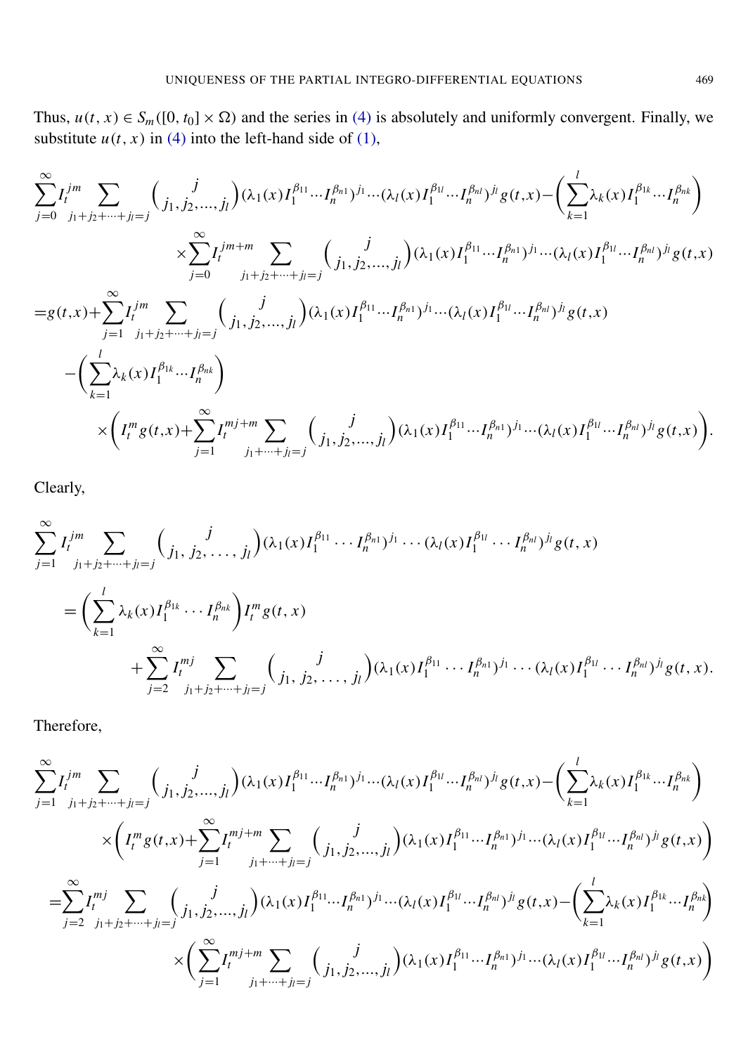Thus, $u(t, x) \in S_m([0, t_0] \times \Omega)$ and the series in (4) is absolutely and uniformly convergent. Finally, we substitute $u(t, x)$ in (4) into the left-hand side of (1),

$$
\begin{aligned}
&\sum_{j=0}^{\infty} I_t^{jm} \sum_{j_1+j_2+\cdots+j_l=j} \binom{j}{j_1, j_2, \ldots, j_l} (\lambda_1(x) I_1^{\beta_{11}} \cdots I_n^{\beta_{n1}})^{j_1} \cdots (\lambda_l(x) I_1^{\beta_{1l}} \cdots I_n^{\beta_{nl}})^{j_l} g(t,x) - \left( \sum_{k=1}^{l} \lambda_k(x) I_1^{\beta_{1k}} \cdots I_n^{\beta_{nk}} \right) \\
&\qquad \times \sum_{j=0}^{\infty} I_t^{jm+m} \sum_{j_1+j_2+\cdots+j_l=j} \binom{j}{j_1, j_2, \ldots, j_l} (\lambda_1(x) I_1^{\beta_{11}} \cdots I_n^{\beta_{n1}})^{j_1} \cdots (\lambda_l(x) I_1^{\beta_{1l}} \cdots I_n^{\beta_{nl}})^{j_l} g(t,x) \\
&= g(t,x) + \sum_{j=1}^{\infty} I_t^{jm} \sum_{j_1+j_2+\cdots+j_l=j} \binom{j}{j_1, j_2, \ldots, j_l} (\lambda_1(x) I_1^{\beta_{11}} \cdots I_n^{\beta_{n1}})^{j_1} \cdots (\lambda_l(x) I_1^{\beta_{1l}} \cdots I_n^{\beta_{nl}})^{j_l} g(t,x) \\
&\quad - \left( \sum_{k=1}^{l} \lambda_k(x) I_1^{\beta_{1k}} \cdots I_n^{\beta_{nk}} \right) \\
&\qquad \times \left( I_t^m g(t,x) + \sum_{j=1}^{\infty} I_t^{mj+m} \sum_{j_1+\cdots+j_l=j} \binom{j}{j_1, j_2, \ldots, j_l} (\lambda_1(x) I_1^{\beta_{11}} \cdots I_n^{\beta_{n1}})^{j_1} \cdots (\lambda_l(x) I_1^{\beta_{1l}} \cdots I_n^{\beta_{nl}})^{j_l} g(t,x) \right).
\end{aligned}
$$

Clearly,

$$
\begin{aligned}
&\sum_{j=1}^{\infty} I_t^{jm} \sum_{j_1+j_2+\cdots+j_l=j} \binom{j}{j_1, j_2, \ldots, j_l} (\lambda_1(x) I_1^{\beta_{11}} \cdots I_n^{\beta_{n1}})^{j_1} \cdots (\lambda_l(x) I_1^{\beta_{1l}} \cdots I_n^{\beta_{nl}})^{j_l} g(t, x) \\
&= \left( \sum_{k=1}^{l} \lambda_k(x) I_1^{\beta_{1k}} \cdots I_n^{\beta_{nk}} \right) I_t^m g(t, x) \\
&\qquad + \sum_{j=2}^{\infty} I_t^{mj} \sum_{j_1+j_2+\cdots+j_l=j} \binom{j}{j_1, j_2, \ldots, j_l} (\lambda_1(x) I_1^{\beta_{11}} \cdots I_n^{\beta_{n1}})^{j_1} \cdots (\lambda_l(x) I_1^{\beta_{1l}} \cdots I_n^{\beta_{nl}})^{j_l} g(t, x).
\end{aligned}
$$

Therefore,

$$
\begin{aligned}
&\sum_{j=1}^{\infty} I_t^{jm} \sum_{j_1+j_2+\cdots+j_l=j} \binom{j}{j_1, j_2, \ldots, j_l} (\lambda_1(x) I_1^{\beta_{11}} \cdots I_n^{\beta_{n1}})^{j_1} \cdots (\lambda_l(x) I_1^{\beta_{1l}} \cdots I_n^{\beta_{nl}})^{j_l} g(t,x) - \left( \sum_{k=1}^{l} \lambda_k(x) I_1^{\beta_{1k}} \cdots I_n^{\beta_{nk}} \right) \\
&\qquad \times \left( I_t^m g(t,x) + \sum_{j=1}^{\infty} I_t^{mj+m} \sum_{j_1+\cdots+j_l=j} \binom{j}{j_1, j_2, \ldots, j_l} (\lambda_1(x) I_1^{\beta_{11}} \cdots I_n^{\beta_{n1}})^{j_1} \cdots (\lambda_l(x) I_1^{\beta_{1l}} \cdots I_n^{\beta_{nl}})^{j_l} g(t,x) \right) \\
&= \sum_{j=2}^{\infty} I_t^{mj} \sum_{j_1+j_2+\cdots+j_l=j} \binom{j}{j_1, j_2, \ldots, j_l} (\lambda_1(x) I_1^{\beta_{11}} \cdots I_n^{\beta_{n1}})^{j_1} \cdots (\lambda_l(x) I_1^{\beta_{1l}} \cdots I_n^{\beta_{nl}})^{j_l} g(t,x) - \left( \sum_{k=1}^{l} \lambda_k(x) I_1^{\beta_{1k}} \cdots I_n^{\beta_{nk}} \right) \\
&\qquad \times \left( \sum_{j=1}^{\infty} I_t^{mj+m} \sum_{j_1+\cdots+j_l=j} \binom{j}{j_1, j_2, \ldots, j_l} (\lambda_1(x) I_1^{\beta_{11}} \cdots I_n^{\beta_{n1}})^{j_1} \cdots (\lambda_l(x) I_1^{\beta_{1l}} \cdots I_n^{\beta_{nl}})^{j_l} g(t,x) \right)
\end{aligned}
$$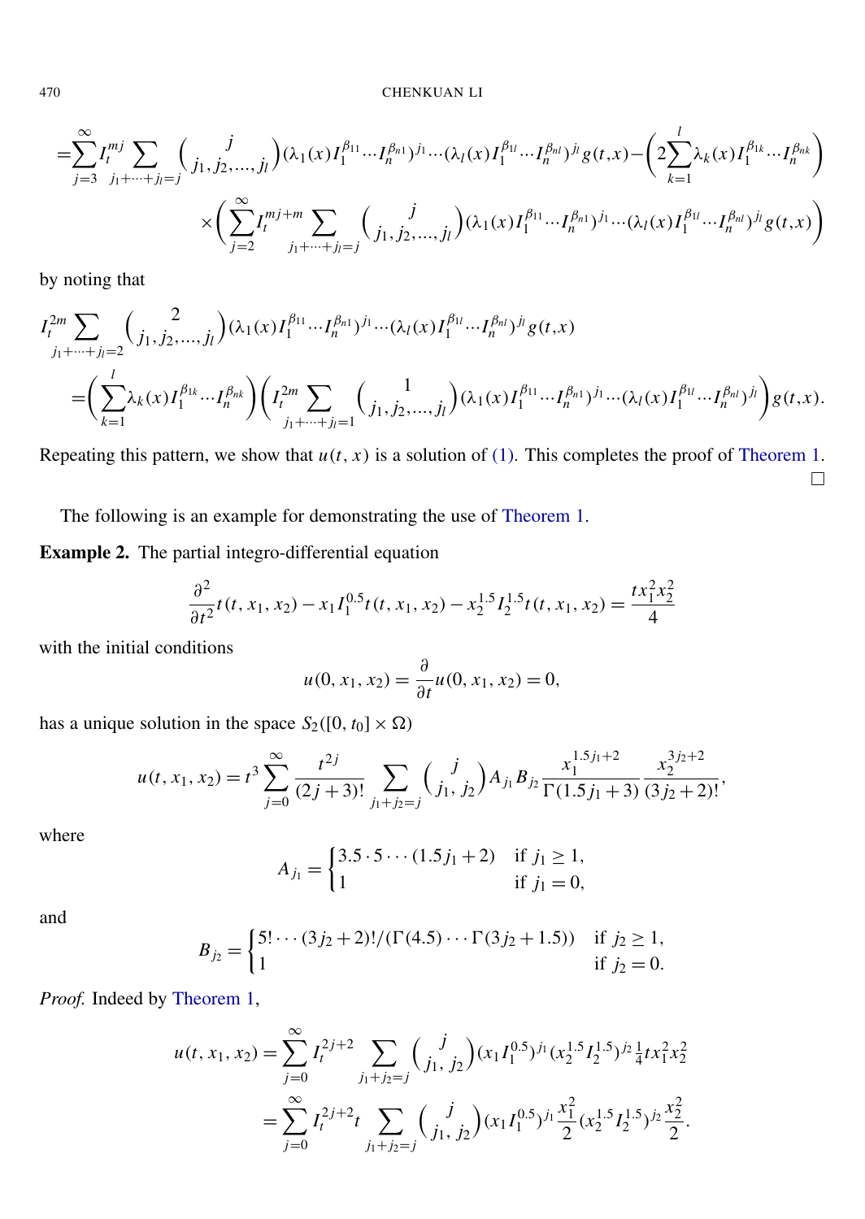$$
=\sum_{j=3}^{\infty} I_t^{mj} \sum_{j_1+\cdots+j_l=j} \binom{j}{j_1, j_2, \ldots, j_l} (\lambda_1(x) I_1^{\beta_{11}} \cdots I_n^{\beta_{n1}})^{j_1} \cdots (\lambda_l(x) I_1^{\beta_{1l}} \cdots I_n^{\beta_{nl}})^{j_l} g(t,x) - \left( 2 \sum_{k=1}^{l} \lambda_k(x) I_1^{\beta_{1k}} \cdots I_n^{\beta_{nk}} \right)
$$

$$
\times \left( \sum_{j=2}^{\infty} I_t^{mj+m} \sum_{j_1+\cdots+j_l=j} \binom{j}{j_1, j_2, \ldots, j_l} (\lambda_1(x) I_1^{\beta_{11}} \cdots I_n^{\beta_{n1}})^{j_1} \cdots (\lambda_l(x) I_1^{\beta_{1l}} \cdots I_n^{\beta_{nl}})^{j_l} g(t,x) \right)
$$

by noting that

$$
I_t^{2m} \sum_{j_1+\cdots+j_l=2} \binom{2}{j_1, j_2, \ldots, j_l} (\lambda_1(x) I_1^{\beta_{11}} \cdots I_n^{\beta_{n1}})^{j_1} \cdots (\lambda_l(x) I_1^{\beta_{1l}} \cdots I_n^{\beta_{nl}})^{j_l} g(t,x)
$$

$$
= \left( \sum_{k=1}^{l} \lambda_k(x) I_1^{\beta_{1k}} \cdots I_n^{\beta_{nk}} \right) \left( I_t^{2m} \sum_{j_1+\cdots+j_l=1} \binom{1}{j_1, j_2, \ldots, j_l} (\lambda_1(x) I_1^{\beta_{11}} \cdots I_n^{\beta_{n1}})^{j_1} \cdots (\lambda_l(x) I_1^{\beta_{1l}} \cdots I_n^{\beta_{nl}})^{j_l} \right) g(t,x).
$$

Repeating this pattern, we show that $u(t, x)$ is a solution of (1). This completes the proof of Theorem 1. □

The following is an example for demonstrating the use of Theorem 1.

**Example 2.** The partial integro-differential equation

$$
\frac{\partial^2}{\partial t^2} t(t, x_1, x_2) - x_1 I_1^{0.5} t(t, x_1, x_2) - x_2^{1.5} I_2^{1.5} t(t, x_1, x_2) = \frac{t x_1^2 x_2^2}{4}
$$

with the initial conditions

$$
u(0, x_1, x_2) = \frac{\partial}{\partial t} u(0, x_1, x_2) = 0,
$$

has a unique solution in the space $S_2([0, t_0] \times \Omega)$

$$
u(t, x_1, x_2) = t^3 \sum_{j=0}^{\infty} \frac{t^{2j}}{(2j+3)!} \sum_{j_1+j_2=j} \binom{j}{j_1, j_2} A_{j_1} B_{j_2} \frac{x_1^{1.5 j_1 + 2}}{\Gamma(1.5 j_1 + 3)} \frac{x_2^{3 j_2 + 2}}{(3 j_2 + 2)!},
$$

where

$$
A_{j_1} = \begin{cases} 3.5 \cdot 5 \cdots (1.5 j_1 + 2) & \text{if } j_1 \geq 1, \\ 1 & \text{if } j_1 = 0, \end{cases}
$$

and

$$
B_{j_2} = \begin{cases} 5! \cdots (3 j_2 + 2)! / (\Gamma(4.5) \cdots \Gamma(3 j_2 + 1.5)) & \text{if } j_2 \geq 1, \\ 1 & \text{if } j_2 = 0. \end{cases}
$$

*Proof.* Indeed by Theorem 1,

$$
u(t, x_1, x_2) = \sum_{j=0}^{\infty} I_t^{2j+2} \sum_{j_1+j_2=j} \binom{j}{j_1, j_2} (x_1 I_1^{0.5})^{j_1} (x_2^{1.5} I_2^{1.5})^{j_2} \tfrac{1}{4} t x_1^2 x_2^2
$$

$$
= \sum_{j=0}^{\infty} I_t^{2j+2} t \sum_{j_1+j_2=j} \binom{j}{j_1, j_2} (x_1 I_1^{0.5})^{j_1} \frac{x_1^2}{2} (x_2^{1.5} I_2^{1.5})^{j_2} \frac{x_2^2}{2}.
$$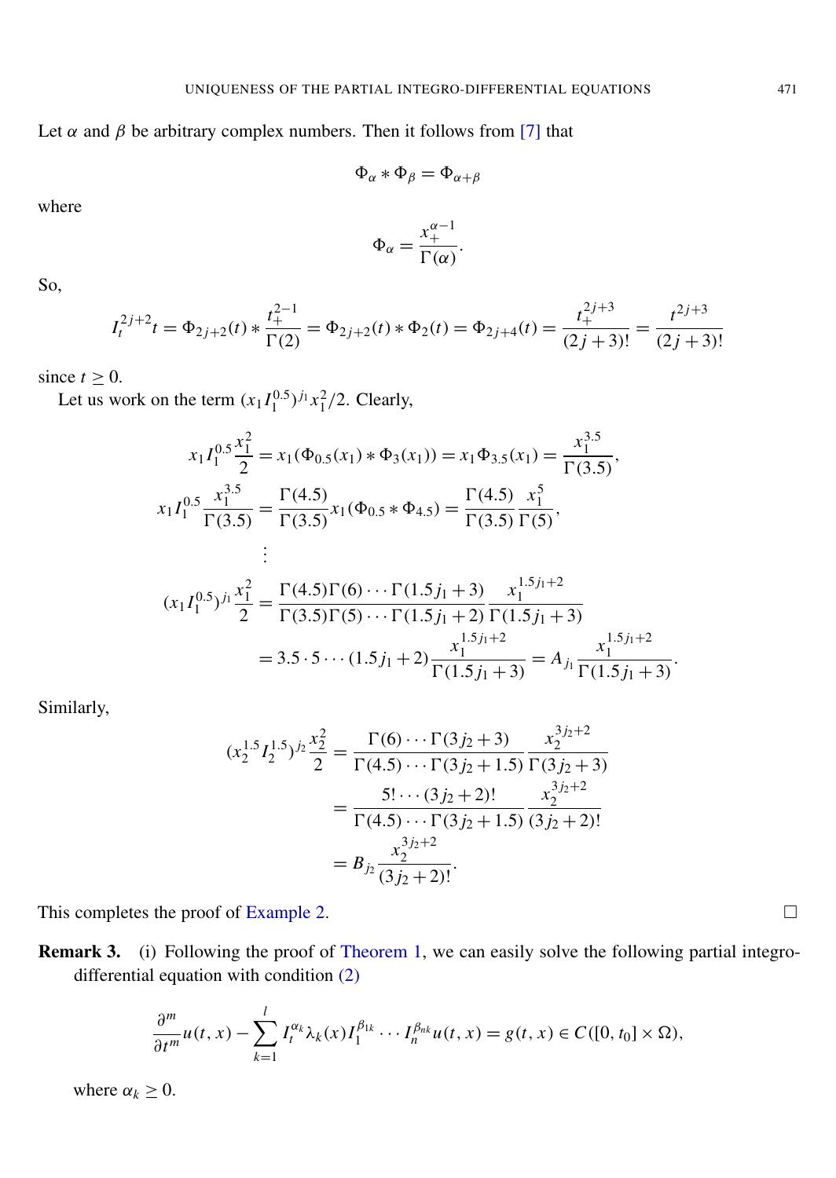Let $\alpha$ and $\beta$ be arbitrary complex numbers. Then it follows from [7] that

$$\Phi_\alpha * \Phi_\beta = \Phi_{\alpha+\beta}$$

where

$$\Phi_\alpha = \frac{x_+^{\alpha-1}}{\Gamma(\alpha)}.$$

So,

$$I_t^{2j+2} t = \Phi_{2j+2}(t) * \frac{t_+^{2-1}}{\Gamma(2)} = \Phi_{2j+2}(t) * \Phi_2(t) = \Phi_{2j+4}(t) = \frac{t_+^{2j+3}}{(2j+3)!} = \frac{t^{2j+3}}{(2j+3)!}$$

since $t \geq 0$.

Let us work on the term $(x_1 I_1^{0.5})^{j_1} x_1^2/2$. Clearly,

$$\begin{aligned}
x_1 I_1^{0.5} \frac{x_1^2}{2} &= x_1(\Phi_{0.5}(x_1) * \Phi_3(x_1)) = x_1 \Phi_{3.5}(x_1) = \frac{x_1^{3.5}}{\Gamma(3.5)}, \\
x_1 I_1^{0.5} \frac{x_1^{3.5}}{\Gamma(3.5)} &= \frac{\Gamma(4.5)}{\Gamma(3.5)} x_1 (\Phi_{0.5} * \Phi_{4.5}) = \frac{\Gamma(4.5)}{\Gamma(3.5)} \frac{x_1^5}{\Gamma(5)}, \\
&\vdots \\
(x_1 I_1^{0.5})^{j_1} \frac{x_1^2}{2} &= \frac{\Gamma(4.5)\Gamma(6)\cdots\Gamma(1.5j_1+3)}{\Gamma(3.5)\Gamma(5)\cdots\Gamma(1.5j_1+2)} \frac{x_1^{1.5j_1+2}}{\Gamma(1.5j_1+3)} \\
&= 3.5 \cdot 5 \cdots (1.5j_1+2) \frac{x_1^{1.5j_1+2}}{\Gamma(1.5j_1+3)} = A_{j_1} \frac{x_1^{1.5j_1+2}}{\Gamma(1.5j_1+3)}.
\end{aligned}$$

Similarly,

$$\begin{aligned}
(x_2^{1.5} I_2^{1.5})^{j_2} \frac{x_2^2}{2} &= \frac{\Gamma(6)\cdots\Gamma(3j_2+3)}{\Gamma(4.5)\cdots\Gamma(3j_2+1.5)} \frac{x_2^{3j_2+2}}{\Gamma(3j_2+3)} \\
&= \frac{5!\cdots(3j_2+2)!}{\Gamma(4.5)\cdots\Gamma(3j_2+1.5)} \frac{x_2^{3j_2+2}}{(3j_2+2)!} \\
&= B_{j_2} \frac{x_2^{3j_2+2}}{(3j_2+2)!}.
\end{aligned}$$

This completes the proof of Example 2. $\square$

**Remark 3.** (i) Following the proof of Theorem 1, we can easily solve the following partial integro-differential equation with condition (2)

$$\frac{\partial^m}{\partial t^m} u(t,x) - \sum_{k=1}^{l} I_t^{\alpha_k} \lambda_k(x) I_1^{\beta_{1k}} \cdots I_n^{\beta_{nk}} u(t,x) = g(t,x) \in C([0,t_0] \times \Omega),$$

where $\alpha_k \geq 0$.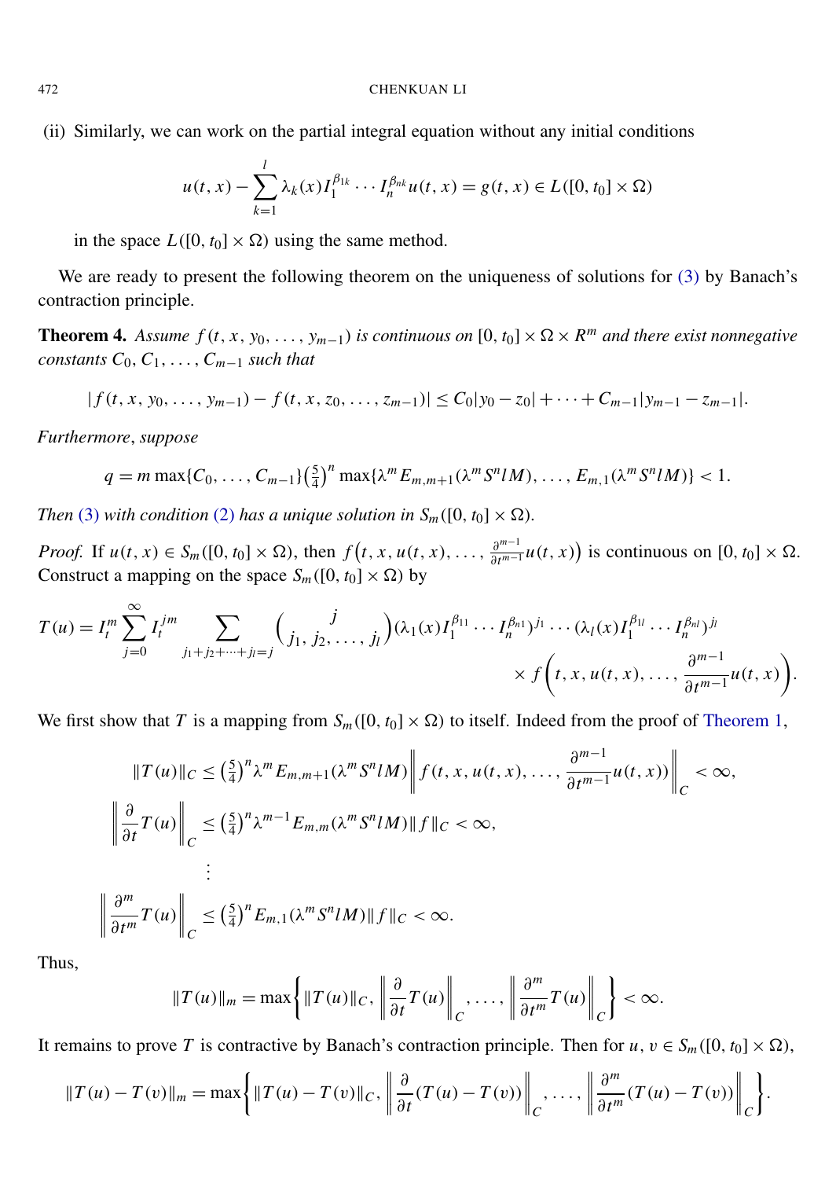(ii) Similarly, we can work on the partial integral equation without any initial conditions

$$u(t, x) - \sum_{k=1}^{l} \lambda_k(x) I_1^{\beta_{1k}} \cdots I_n^{\beta_{nk}} u(t, x) = g(t, x) \in L([0, t_0] \times \Omega)$$

in the space $L([0, t_0] \times \Omega)$ using the same method.

We are ready to present the following theorem on the uniqueness of solutions for (3) by Banach's contraction principle.

**Theorem 4.** *Assume $f(t, x, y_0, \ldots, y_{m-1})$ is continuous on $[0, t_0] \times \Omega \times R^m$ and there exist nonnegative constants $C_0, C_1, \ldots, C_{m-1}$ such that*

$$|f(t, x, y_0, \ldots, y_{m-1}) - f(t, x, z_0, \ldots, z_{m-1})| \le C_0|y_0 - z_0| + \cdots + C_{m-1}|y_{m-1} - z_{m-1}|.$$

*Furthermore, suppose*

$$q = m \max\{C_0, \ldots, C_{m-1}\}\left(\tfrac{5}{4}\right)^n \max\{\lambda^m E_{m,m+1}(\lambda^m S^n l M), \ldots, E_{m,1}(\lambda^m S^n l M)\} < 1.$$

*Then (3) with condition (2) has a unique solution in $S_m([0, t_0] \times \Omega)$.*

*Proof.* If $u(t, x) \in S_m([0, t_0] \times \Omega)$, then $f\big(t, x, u(t, x), \ldots, \frac{\partial^{m-1}}{\partial t^{m-1}} u(t, x)\big)$ is continuous on $[0, t_0] \times \Omega$. Construct a mapping on the space $S_m([0, t_0] \times \Omega)$ by

$$T(u) = I_t^m \sum_{j=0}^{\infty} I_t^{jm} \sum_{j_1+j_2+\cdots+j_l=j} \binom{j}{j_1, j_2, \ldots, j_l} (\lambda_1(x) I_1^{\beta_{11}} \cdots I_n^{\beta_{n1}})^{j_1} \cdots (\lambda_l(x) I_1^{\beta_{1l}} \cdots I_n^{\beta_{nl}})^{j_l} \times f\left(t, x, u(t, x), \ldots, \frac{\partial^{m-1}}{\partial t^{m-1}} u(t, x)\right).$$

We first show that $T$ is a mapping from $S_m([0, t_0] \times \Omega)$ to itself. Indeed from the proof of Theorem 1,

$$\|T(u)\|_C \le \left(\tfrac{5}{4}\right)^n \lambda^m E_{m,m+1}(\lambda^m S^n l M) \left\| f(t, x, u(t, x), \ldots, \frac{\partial^{m-1}}{\partial t^{m-1}} u(t, x)) \right\|_C < \infty,$$

$$\left\| \frac{\partial}{\partial t} T(u) \right\|_C \le \left(\tfrac{5}{4}\right)^n \lambda^{m-1} E_{m,m}(\lambda^m S^n l M) \|f\|_C < \infty,$$

$$\vdots$$

$$\left\| \frac{\partial^m}{\partial t^m} T(u) \right\|_C \le \left(\tfrac{5}{4}\right)^n E_{m,1}(\lambda^m S^n l M) \|f\|_C < \infty.$$

Thus,

$$\|T(u)\|_m = \max\left\{ \|T(u)\|_C, \left\| \frac{\partial}{\partial t} T(u) \right\|_C, \ldots, \left\| \frac{\partial^m}{\partial t^m} T(u) \right\|_C \right\} < \infty.$$

It remains to prove $T$ is contractive by Banach's contraction principle. Then for $u, v \in S_m([0, t_0] \times \Omega)$,

$$\|T(u) - T(v)\|_m = \max\left\{ \|T(u) - T(v)\|_C, \left\| \frac{\partial}{\partial t}(T(u) - T(v)) \right\|_C, \ldots, \left\| \frac{\partial^m}{\partial t^m}(T(u) - T(v)) \right\|_C \right\}.$$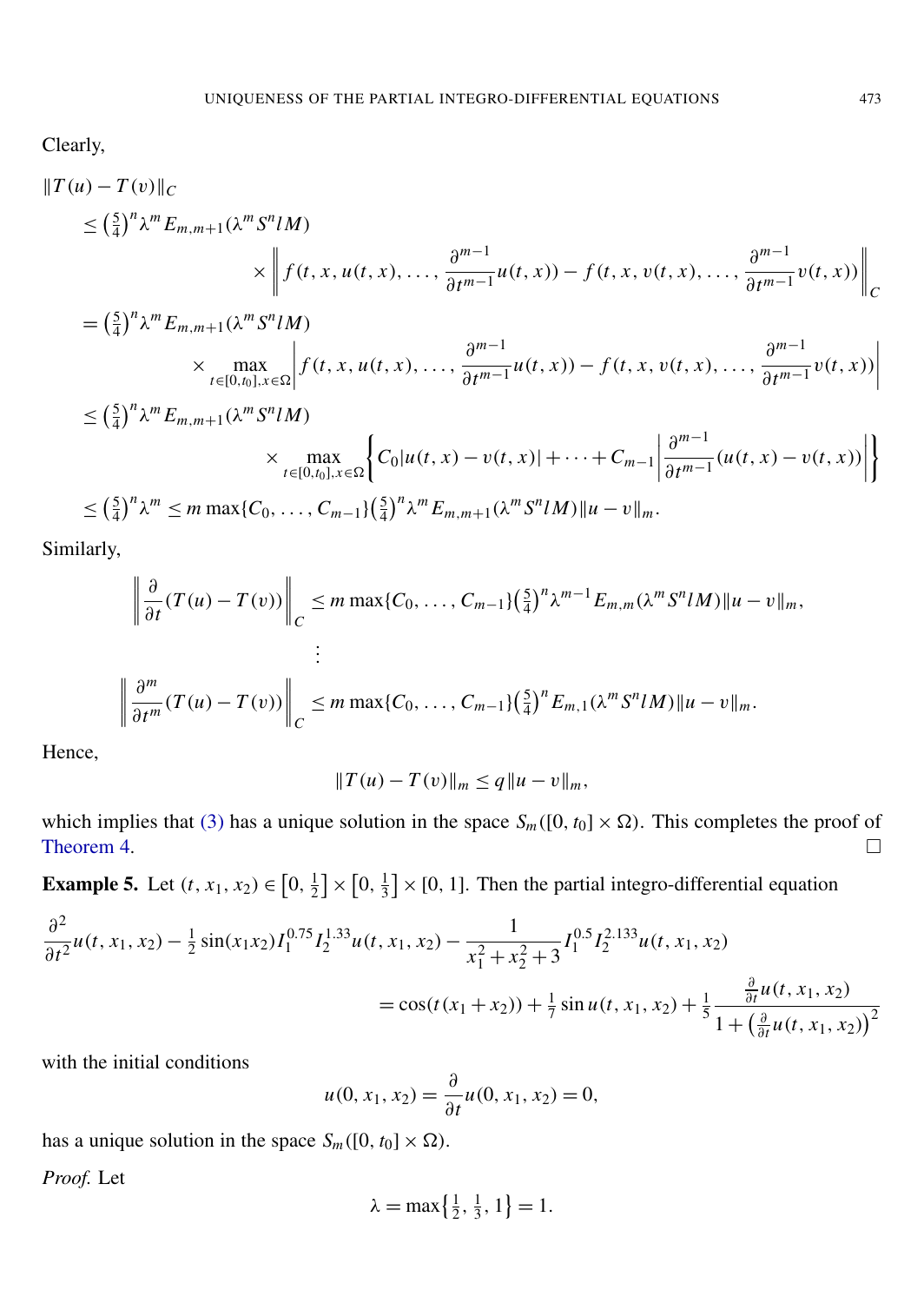Clearly,

$$
\begin{aligned}
&\|T(u)-T(v)\|_C \\
&\quad\le \left(\tfrac{5}{4}\right)^n \lambda^m E_{m,m+1}(\lambda^m S^n l M) \\
&\qquad\qquad \times \left\| f\left(t,x,u(t,x),\dots,\frac{\partial^{m-1}}{\partial t^{m-1}}u(t,x)\right) - f\left(t,x,v(t,x),\dots,\frac{\partial^{m-1}}{\partial t^{m-1}}v(t,x)\right)\right\|_C \\
&\quad= \left(\tfrac{5}{4}\right)^n \lambda^m E_{m,m+1}(\lambda^m S^n l M) \\
&\qquad\qquad \times \max_{t\in[0,t_0],x\in\Omega} \left| f\left(t,x,u(t,x),\dots,\frac{\partial^{m-1}}{\partial t^{m-1}}u(t,x)\right) - f\left(t,x,v(t,x),\dots,\frac{\partial^{m-1}}{\partial t^{m-1}}v(t,x)\right)\right| \\
&\quad\le \left(\tfrac{5}{4}\right)^n \lambda^m E_{m,m+1}(\lambda^m S^n l M) \\
&\qquad\qquad \times \max_{t\in[0,t_0],x\in\Omega} \left\{ C_0|u(t,x)-v(t,x)| + \cdots + C_{m-1}\left|\frac{\partial^{m-1}}{\partial t^{m-1}}(u(t,x)-v(t,x))\right|\right\} \\
&\quad\le \left(\tfrac{5}{4}\right)^n \lambda^m \le m\max\{C_0,\dots,C_{m-1}\}\left(\tfrac{5}{4}\right)^n \lambda^m E_{m,m+1}(\lambda^m S^n l M)\|u-v\|_m.
\end{aligned}
$$

Similarly,

$$
\begin{aligned}
\left\|\frac{\partial}{\partial t}(T(u)-T(v))\right\|_C &\le m\max\{C_0,\dots,C_{m-1}\}\left(\tfrac{5}{4}\right)^n \lambda^{m-1} E_{m,m}(\lambda^m S^n l M)\|u-v\|_m, \\
&\ \ \vdots \\
\left\|\frac{\partial^m}{\partial t^m}(T(u)-T(v))\right\|_C &\le m\max\{C_0,\dots,C_{m-1}\}\left(\tfrac{5}{4}\right)^n E_{m,1}(\lambda^m S^n l M)\|u-v\|_m.
\end{aligned}
$$

Hence,

$$
\|T(u)-T(v)\|_m \le q\|u-v\|_m,
$$

which implies that (3) has a unique solution in the space $S_m([0,t_0]\times\Omega)$. This completes the proof of Theorem 4. □

**Example 5.** Let $(t,x_1,x_2)\in\left[0,\frac{1}{2}\right]\times\left[0,\frac{1}{3}\right]\times[0,1]$. Then the partial integro-differential equation

$$
\begin{aligned}
\frac{\partial^2}{\partial t^2}u(t,x_1,x_2) - \tfrac{1}{2}\sin(x_1x_2) I_1^{0.75} I_2^{1.33} u(t,x_1,x_2) - \frac{1}{x_1^2+x_2^2+3} I_1^{0.5} I_2^{2.133} u(t,x_1,x_2) \\
= \cos(t(x_1+x_2)) + \tfrac{1}{7}\sin u(t,x_1,x_2) + \tfrac{1}{5}\frac{\frac{\partial}{\partial t}u(t,x_1,x_2)}{1+\left(\frac{\partial}{\partial t}u(t,x_1,x_2)\right)^2}
\end{aligned}
$$

with the initial conditions

$$
u(0,x_1,x_2) = \frac{\partial}{\partial t}u(0,x_1,x_2) = 0,
$$

has a unique solution in the space $S_m([0,t_0]\times\Omega)$.

*Proof.* Let

$$
\lambda = \max\left\{\tfrac{1}{2},\tfrac{1}{3},1\right\} = 1.
$$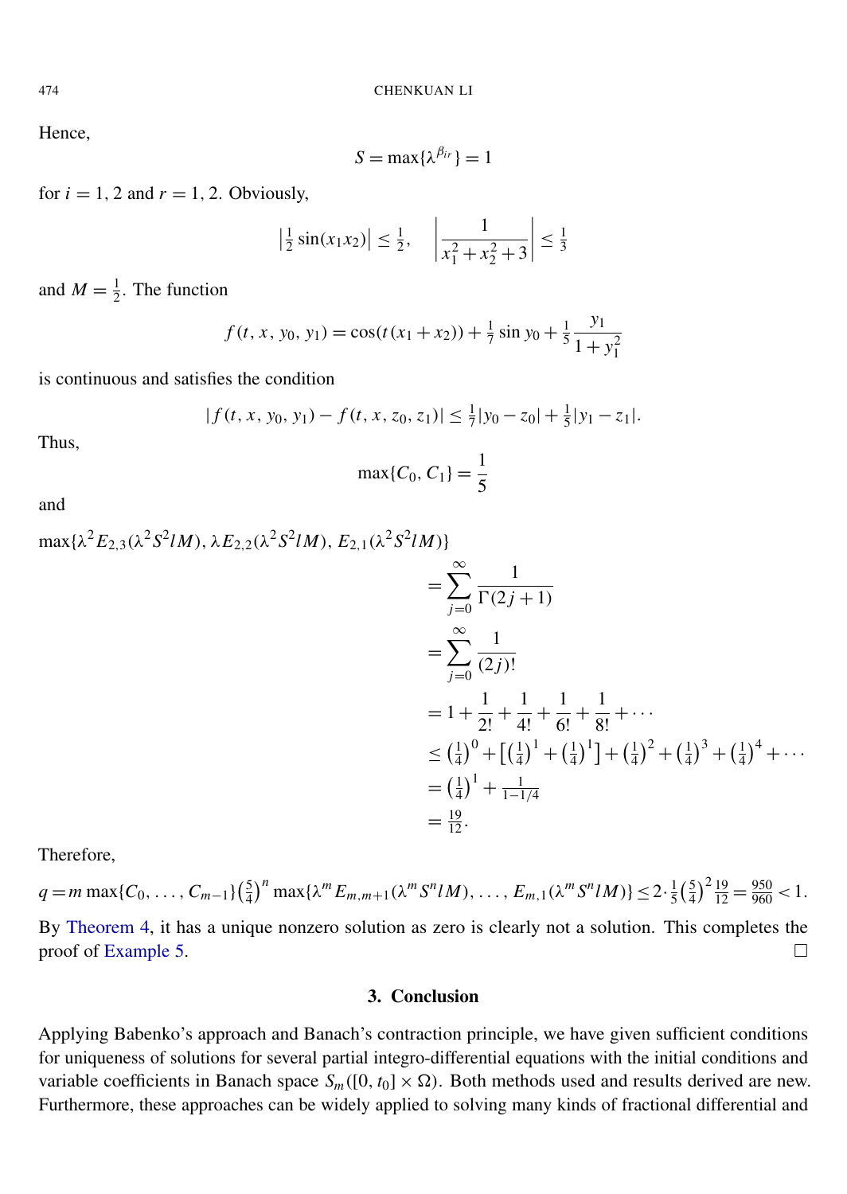Hence,

$$S = \max\{\lambda^{\beta_{ir}}\} = 1$$

for $i = 1, 2$ and $r = 1, 2$. Obviously,

$$\left|\tfrac{1}{2}\sin(x_1 x_2)\right| \le \tfrac{1}{2}, \quad \left|\frac{1}{x_1^2 + x_2^2 + 3}\right| \le \tfrac{1}{3}$$

and $M = \frac{1}{2}$. The function

$$f(t, x, y_0, y_1) = \cos(t(x_1 + x_2)) + \tfrac{1}{7}\sin y_0 + \tfrac{1}{5}\frac{y_1}{1 + y_1^2}$$

is continuous and satisfies the condition

$$|f(t, x, y_0, y_1) - f(t, x, z_0, z_1)| \le \tfrac{1}{7}|y_0 - z_0| + \tfrac{1}{5}|y_1 - z_1|.$$

Thus,

$$\max\{C_0, C_1\} = \frac{1}{5}$$

and

$$\begin{aligned}
\max\{\lambda^2 E_{2,3}(\lambda^2 S^2 lM), \lambda E_{2,2}(\lambda^2 S^2 lM), E_{2,1}(\lambda^2 S^2 lM)\} &= \sum_{j=0}^{\infty} \frac{1}{\Gamma(2j+1)} \\
&= \sum_{j=0}^{\infty} \frac{1}{(2j)!} \\
&= 1 + \frac{1}{2!} + \frac{1}{4!} + \frac{1}{6!} + \frac{1}{8!} + \cdots \\
&\le \left(\tfrac{1}{4}\right)^0 + \left[\left(\tfrac{1}{4}\right)^1 + \left(\tfrac{1}{4}\right)^1\right] + \left(\tfrac{1}{4}\right)^2 + \left(\tfrac{1}{4}\right)^3 + \left(\tfrac{1}{4}\right)^4 + \cdots \\
&= \left(\tfrac{1}{4}\right)^1 + \tfrac{1}{1 - 1/4} \\
&= \tfrac{19}{12}.
\end{aligned}$$

Therefore,

$$q = m \max\{C_0, \ldots, C_{m-1}\}\left(\tfrac{5}{4}\right)^n \max\{\lambda^m E_{m,m+1}(\lambda^m S^n lM), \ldots, E_{m,1}(\lambda^m S^n lM)\} \le 2 \cdot \tfrac{1}{5}\left(\tfrac{5}{4}\right)^2 \tfrac{19}{12} = \tfrac{950}{960} < 1.$$

By Theorem 4, it has a unique nonzero solution as zero is clearly not a solution. This completes the proof of Example 5. □

## 3. Conclusion

Applying Babenko's approach and Banach's contraction principle, we have given sufficient conditions for uniqueness of solutions for several partial integro-differential equations with the initial conditions and variable coefficients in Banach space $S_m([0, t_0] \times \Omega)$. Both methods used and results derived are new. Furthermore, these approaches can be widely applied to solving many kinds of fractional differential and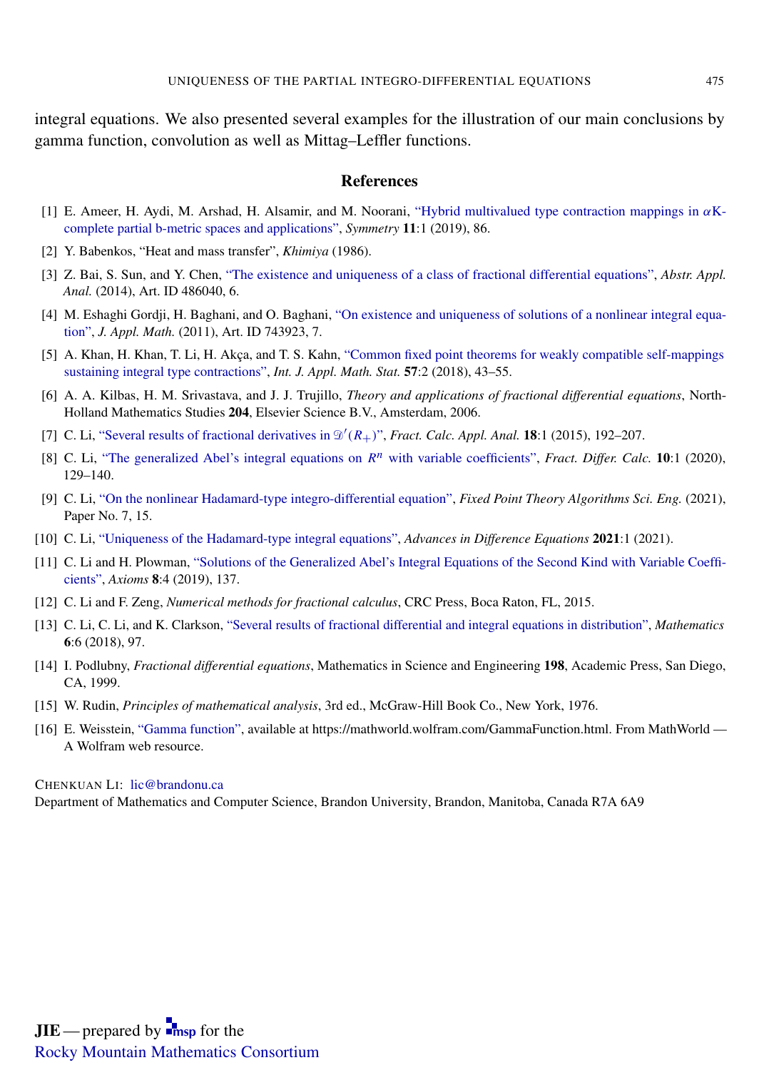integral equations. We also presented several examples for the illustration of our main conclusions by gamma function, convolution as well as Mittag–Leffler functions.

## References

[1] E. Ameer, H. Aydi, M. Arshad, H. Alsamir, and M. Noorani, "Hybrid multivalued type contraction mappings in $\alpha K$-complete partial b-metric spaces and applications", *Symmetry* **11**:1 (2019), 86.

[2] Y. Babenkos, "Heat and mass transfer", *Khimiya* (1986).

[3] Z. Bai, S. Sun, and Y. Chen, "The existence and uniqueness of a class of fractional differential equations", *Abstr. Appl. Anal.* (2014), Art. ID 486040, 6.

[4] M. Eshaghi Gordji, H. Baghani, and O. Baghani, "On existence and uniqueness of solutions of a nonlinear integral equation", *J. Appl. Math.* (2011), Art. ID 743923, 7.

[5] A. Khan, H. Khan, T. Li, H. Akça, and T. S. Kahn, "Common fixed point theorems for weakly compatible self-mappings sustaining integral type contractions", *Int. J. Appl. Math. Stat.* **57**:2 (2018), 43–55.

[6] A. A. Kilbas, H. M. Srivastava, and J. J. Trujillo, *Theory and applications of fractional differential equations*, North-Holland Mathematics Studies **204**, Elsevier Science B.V., Amsterdam, 2006.

[7] C. Li, "Several results of fractional derivatives in $\mathscr{D}'(R_+)$", *Fract. Calc. Appl. Anal.* **18**:1 (2015), 192–207.

[8] C. Li, "The generalized Abel's integral equations on $R^n$ with variable coefficients", *Fract. Differ. Calc.* **10**:1 (2020), 129–140.

[9] C. Li, "On the nonlinear Hadamard-type integro-differential equation", *Fixed Point Theory Algorithms Sci. Eng.* (2021), Paper No. 7, 15.

[10] C. Li, "Uniqueness of the Hadamard-type integral equations", *Advances in Difference Equations* **2021**:1 (2021).

[11] C. Li and H. Plowman, "Solutions of the Generalized Abel's Integral Equations of the Second Kind with Variable Coefficients", *Axioms* **8**:4 (2019), 137.

[12] C. Li and F. Zeng, *Numerical methods for fractional calculus*, CRC Press, Boca Raton, FL, 2015.

[13] C. Li, C. Li, and K. Clarkson, "Several results of fractional differential and integral equations in distribution", *Mathematics* **6**:6 (2018), 97.

[14] I. Podlubny, *Fractional differential equations*, Mathematics in Science and Engineering **198**, Academic Press, San Diego, CA, 1999.

[15] W. Rudin, *Principles of mathematical analysis*, 3rd ed., McGraw-Hill Book Co., New York, 1976.

[16] E. Weisstein, "Gamma function", available at https://mathworld.wolfram.com/GammaFunction.html. From MathWorld — A Wolfram web resource.

CHENKUAN LI: lic@brandonu.ca
Department of Mathematics and Computer Science, Brandon University, Brandon, Manitoba, Canada R7A 6A9